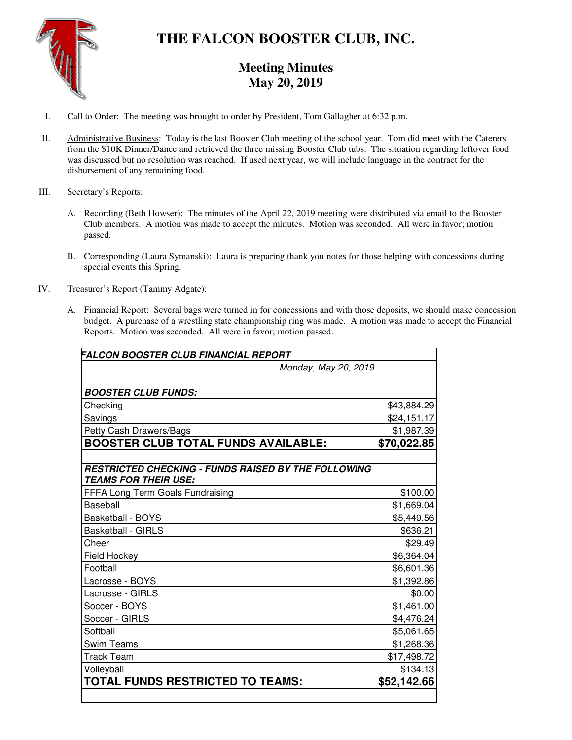# THE FALCON BOOSTER CLUB, INC.

## Meeting Minutes
## May 20, 2019

I. Call to Order: The meeting was brought to order by President, Tom Gallagher at 6:32 p.m.

II. Administrative Business: Today is the last Booster Club meeting of the school year. Tom did meet with the Caterers from the $10K Dinner/Dance and retrieved the three missing Booster Club tubs. The situation regarding leftover food was discussed but no resolution was reached. If used next year, we will include language in the contract for the disbursement of any remaining food.

III. Secretary's Reports:

A. Recording (Beth Howser): The minutes of the April 22, 2019 meeting were distributed via email to the Booster Club members. A motion was made to accept the minutes. Motion was seconded. All were in favor; motion passed.

B. Corresponding (Laura Symanski): Laura is preparing thank you notes for those helping with concessions during special events this Spring.

IV. Treasurer's Report (Tammy Adgate):

A. Financial Report: Several bags were turned in for concessions and with those deposits, we should make concession budget. A purchase of a wrestling state championship ring was made. A motion was made to accept the Financial Reports. Motion was seconded. All were in favor; motion passed.

| ***FALCON BOOSTER CLUB FINANCIAL REPORT*** | |
|---|---|
| *Monday, May 20, 2019* | |
| | |
| ***BOOSTER CLUB FUNDS:*** | |
| Checking | $43,884.29 |
| Savings | $24,151.17 |
| Petty Cash Drawers/Bags | $1,987.39 |
| **BOOSTER CLUB TOTAL FUNDS AVAILABLE:** | **$70,022.85** |
| | |
| ***RESTRICTED CHECKING - FUNDS RAISED BY THE FOLLOWING TEAMS FOR THEIR USE:*** | |
| FFFA Long Term Goals Fundraising | $100.00 |
| Baseball | $1,669.04 |
| Basketball - BOYS | $5,449.56 |
| Basketball - GIRLS | $636.21 |
| Cheer | $29.49 |
| Field Hockey | $6,364.04 |
| Football | $6,601.36 |
| Lacrosse - BOYS | $1,392.86 |
| Lacrosse - GIRLS | $0.00 |
| Soccer - BOYS | $1,461.00 |
| Soccer - GIRLS | $4,476.24 |
| Softball | $5,061.65 |
| Swim Teams | $1,268.36 |
| Track Team | $17,498.72 |
| Volleyball | $134.13 |
| **TOTAL FUNDS RESTRICTED TO TEAMS:** | **$52,142.66** |
| | |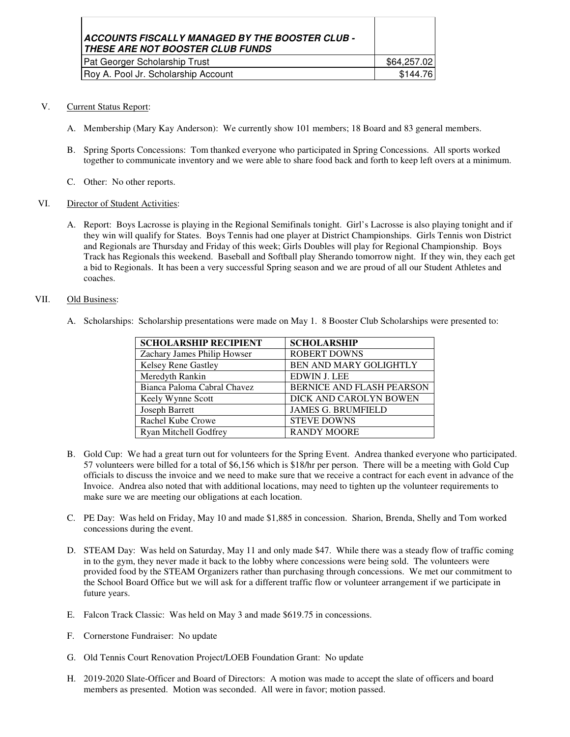| ***ACCOUNTS FISCALLY MANAGED BY THE BOOSTER CLUB - THESE ARE NOT BOOSTER CLUB FUNDS*** | |
|---|---|
| Pat Georger Scholarship Trust | $64,257.02 |
| Roy A. Pool Jr. Scholarship Account | $144.76 |

V. Current Status Report:

A. Membership (Mary Kay Anderson): We currently show 101 members; 18 Board and 83 general members.

B. Spring Sports Concessions: Tom thanked everyone who participated in Spring Concessions. All sports worked together to communicate inventory and we were able to share food back and forth to keep left overs at a minimum.

C. Other: No other reports.

VI. Director of Student Activities:

A. Report: Boys Lacrosse is playing in the Regional Semifinals tonight. Girl's Lacrosse is also playing tonight and if they win will qualify for States. Boys Tennis had one player at District Championships. Girls Tennis won District and Regionals are Thursday and Friday of this week; Girls Doubles will play for Regional Championship. Boys Track has Regionals this weekend. Baseball and Softball play Sherando tomorrow night. If they win, they each get a bid to Regionals. It has been a very successful Spring season and we are proud of all our Student Athletes and coaches.

VII. Old Business:

A. Scholarships: Scholarship presentations were made on May 1. 8 Booster Club Scholarships were presented to:

| SCHOLARSHIP RECIPIENT | SCHOLARSHIP |
|---|---|
| Zachary James Philip Howser | ROBERT DOWNS |
| Kelsey Rene Gastley | BEN AND MARY GOLIGHTLY |
| Meredyth Rankin | EDWIN J. LEE |
| Bianca Paloma Cabral Chavez | BERNICE AND FLASH PEARSON |
| Keely Wynne Scott | DICK AND CAROLYN BOWEN |
| Joseph Barrett | JAMES G. BRUMFIELD |
| Rachel Kube Crowe | STEVE DOWNS |
| Ryan Mitchell Godfrey | RANDY MOORE |

B. Gold Cup: We had a great turn out for volunteers for the Spring Event. Andrea thanked everyone who participated. 57 volunteers were billed for a total of $6,156 which is $18/hr per person. There will be a meeting with Gold Cup officials to discuss the invoice and we need to make sure that we receive a contract for each event in advance of the Invoice. Andrea also noted that with additional locations, may need to tighten up the volunteer requirements to make sure we are meeting our obligations at each location.

C. PE Day: Was held on Friday, May 10 and made $1,885 in concession. Sharion, Brenda, Shelly and Tom worked concessions during the event.

D. STEAM Day: Was held on Saturday, May 11 and only made $47. While there was a steady flow of traffic coming in to the gym, they never made it back to the lobby where concessions were being sold. The volunteers were provided food by the STEAM Organizers rather than purchasing through concessions. We met our commitment to the School Board Office but we will ask for a different traffic flow or volunteer arrangement if we participate in future years.

E. Falcon Track Classic: Was held on May 3 and made $619.75 in concessions.

F. Cornerstone Fundraiser: No update

G. Old Tennis Court Renovation Project/LOEB Foundation Grant: No update

H. 2019-2020 Slate-Officer and Board of Directors: A motion was made to accept the slate of officers and board members as presented. Motion was seconded. All were in favor; motion passed.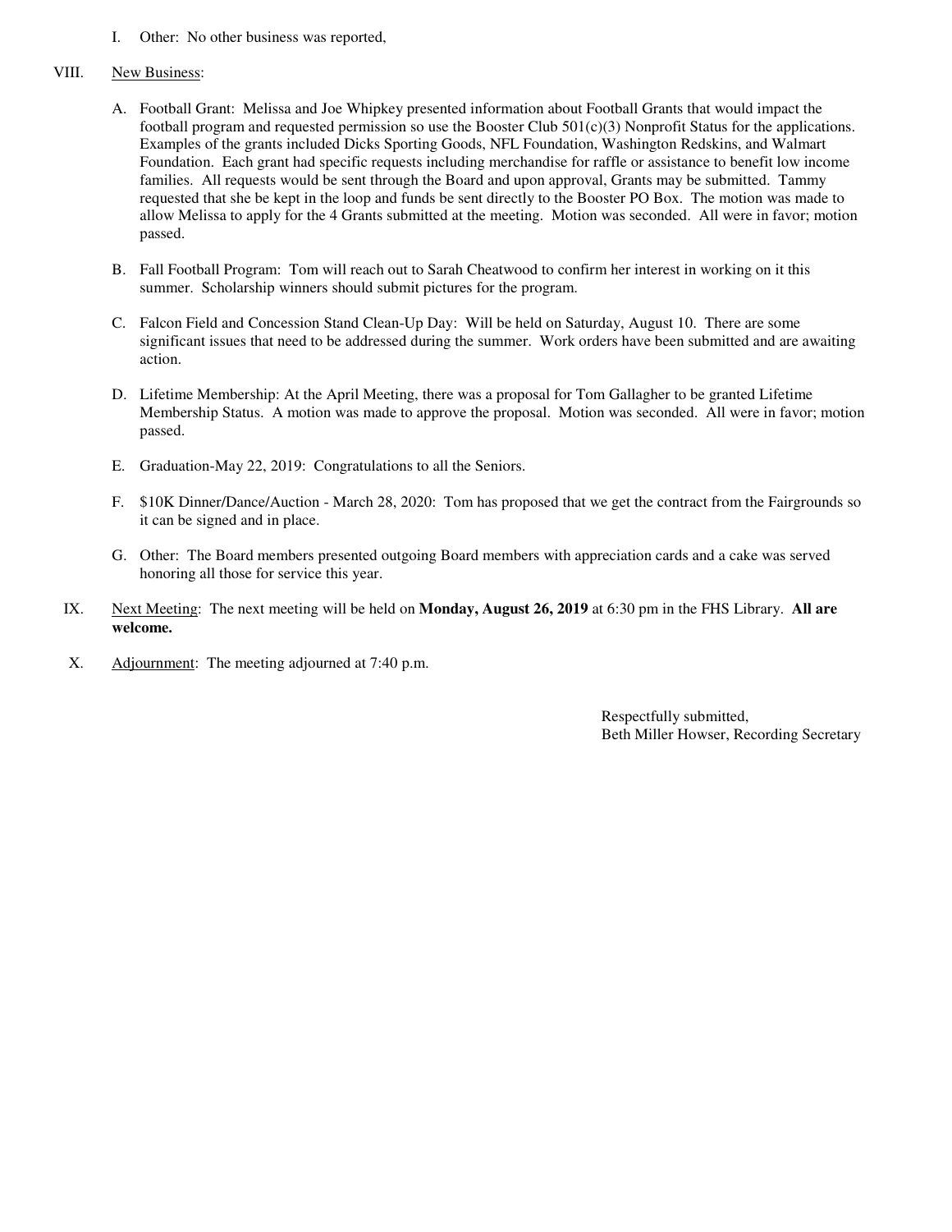I. Other: No other business was reported,

VIII. <u>New Business</u>:

A. Football Grant: Melissa and Joe Whipkey presented information about Football Grants that would impact the football program and requested permission so use the Booster Club 501(c)(3) Nonprofit Status for the applications. Examples of the grants included Dicks Sporting Goods, NFL Foundation, Washington Redskins, and Walmart Foundation. Each grant had specific requests including merchandise for raffle or assistance to benefit low income families. All requests would be sent through the Board and upon approval, Grants may be submitted. Tammy requested that she be kept in the loop and funds be sent directly to the Booster PO Box. The motion was made to allow Melissa to apply for the 4 Grants submitted at the meeting. Motion was seconded. All were in favor; motion passed.

B. Fall Football Program: Tom will reach out to Sarah Cheatwood to confirm her interest in working on it this summer. Scholarship winners should submit pictures for the program.

C. Falcon Field and Concession Stand Clean-Up Day: Will be held on Saturday, August 10. There are some significant issues that need to be addressed during the summer. Work orders have been submitted and are awaiting action.

D. Lifetime Membership: At the April Meeting, there was a proposal for Tom Gallagher to be granted Lifetime Membership Status. A motion was made to approve the proposal. Motion was seconded. All were in favor; motion passed.

E. Graduation-May 22, 2019: Congratulations to all the Seniors.

F. $10K Dinner/Dance/Auction - March 28, 2020: Tom has proposed that we get the contract from the Fairgrounds so it can be signed and in place.

G. Other: The Board members presented outgoing Board members with appreciation cards and a cake was served honoring all those for service this year.

IX. <u>Next Meeting</u>: The next meeting will be held on **Monday, August 26, 2019** at 6:30 pm in the FHS Library. **All are welcome.**

X. <u>Adjournment</u>: The meeting adjourned at 7:40 p.m.

Respectfully submitted,
Beth Miller Howser, Recording Secretary